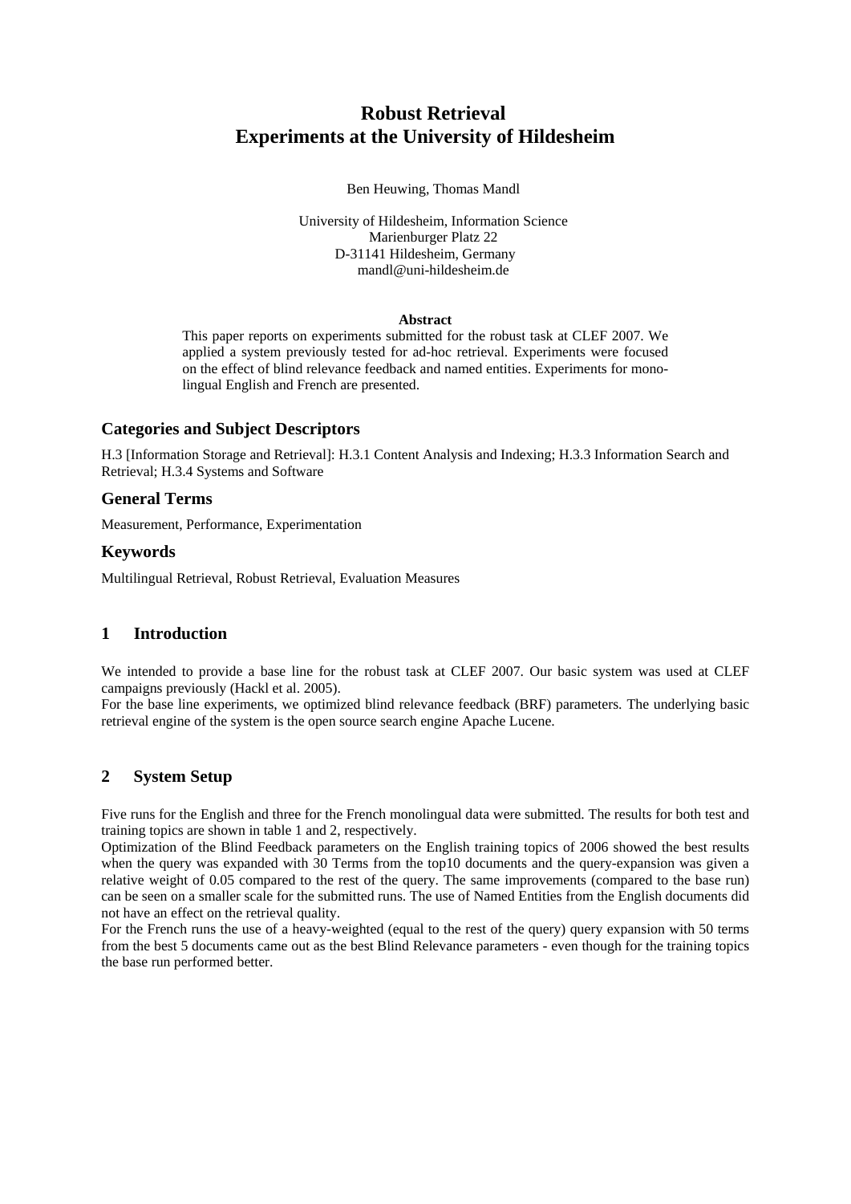# Robust Retrieval Experiments at the University of Hildesheim

Ben Heuwing, Thomas Mandl

University of Hildesheim, Information Science
Marienburger Platz 22
D-31141 Hildesheim, Germany
mandl@uni-hildesheim.de

**Abstract**

This paper reports on experiments submitted for the robust task at CLEF 2007. We applied a system previously tested for ad-hoc retrieval. Experiments were focused on the effect of blind relevance feedback and named entities. Experiments for mono-lingual English and French are presented.

## Categories and Subject Descriptors

H.3 [Information Storage and Retrieval]: H.3.1 Content Analysis and Indexing; H.3.3 Information Search and Retrieval; H.3.4 Systems and Software

## General Terms

Measurement, Performance, Experimentation

## Keywords

Multilingual Retrieval, Robust Retrieval, Evaluation Measures

## 1 Introduction

We intended to provide a base line for the robust task at CLEF 2007. Our basic system was used at CLEF campaigns previously (Hackl et al. 2005).

For the base line experiments, we optimized blind relevance feedback (BRF) parameters. The underlying basic retrieval engine of the system is the open source search engine Apache Lucene.

## 2 System Setup

Five runs for the English and three for the French monolingual data were submitted. The results for both test and training topics are shown in table 1 and 2, respectively.

Optimization of the Blind Feedback parameters on the English training topics of 2006 showed the best results when the query was expanded with 30 Terms from the top10 documents and the query-expansion was given a relative weight of 0.05 compared to the rest of the query. The same improvements (compared to the base run) can be seen on a smaller scale for the submitted runs. The use of Named Entities from the English documents did not have an effect on the retrieval quality.

For the French runs the use of a heavy-weighted (equal to the rest of the query) query expansion with 50 terms from the best 5 documents came out as the best Blind Relevance parameters - even though for the training topics the base run performed better.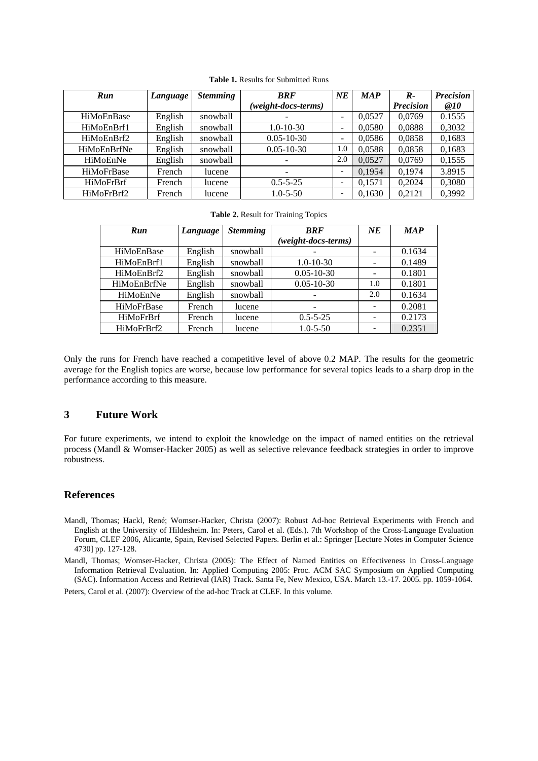**Table 1.** Results for Submitted Runs

| *Run* | *Language* | *Stemming* | *BRF (weight-docs-terms)* | *NE* | *MAP* | *R-Precision* | *Precision @10* |
|---|---|---|---|---|---|---|---|
| HiMoEnBase | English | snowball | - | - | 0,0527 | 0,0769 | 0.1555 |
| HiMoEnBrf1 | English | snowball | 1.0-10-30 | - | 0,0580 | 0,0888 | 0,3032 |
| HiMoEnBrf2 | English | snowball | 0.05-10-30 | - | 0,0586 | 0,0858 | 0,1683 |
| HiMoEnBrfNe | English | snowball | 0.05-10-30 | 1.0 | 0,0588 | 0,0858 | 0,1683 |
| HiMoEnNe | English | snowball | - | 2.0 | 0,0527 | 0,0769 | 0,1555 |
| HiMoFrBase | French | lucene | - | - | 0,1954 | 0,1974 | 3.8915 |
| HiMoFrBrf | French | lucene | 0.5-5-25 | - | 0,1571 | 0,2024 | 0,3080 |
| HiMoFrBrf2 | French | lucene | 1.0-5-50 | - | 0,1630 | 0,2121 | 0,3992 |

**Table 2.** Result for Training Topics

| *Run* | *Language* | *Stemming* | *BRF (weight-docs-terms)* | *NE* | *MAP* |
|---|---|---|---|---|---|
| HiMoEnBase | English | snowball | - | - | 0.1634 |
| HiMoEnBrf1 | English | snowball | 1.0-10-30 | - | 0.1489 |
| HiMoEnBrf2 | English | snowball | 0.05-10-30 | - | 0.1801 |
| HiMoEnBrfNe | English | snowball | 0.05-10-30 | 1.0 | 0.1801 |
| HiMoEnNe | English | snowball | - | 2.0 | 0.1634 |
| HiMoFrBase | French | lucene | - | - | 0.2081 |
| HiMoFrBrf | French | lucene | 0.5-5-25 | - | 0.2173 |
| HiMoFrBrf2 | French | lucene | 1.0-5-50 | - | 0.2351 |

Only the runs for French have reached a competitive level of above 0.2 MAP. The results for the geometric average for the English topics are worse, because low performance for several topics leads to a sharp drop in the performance according to this measure.

## 3 Future Work

For future experiments, we intend to exploit the knowledge on the impact of named entities on the retrieval process (Mandl & Womser-Hacker 2005) as well as selective relevance feedback strategies in order to improve robustness.

## References

Mandl, Thomas; Hackl, René; Womser-Hacker, Christa (2007): Robust Ad-hoc Retrieval Experiments with French and English at the University of Hildesheim. In: Peters, Carol et al. (Eds.). 7th Workshop of the Cross-Language Evaluation Forum, CLEF 2006, Alicante, Spain, Revised Selected Papers. Berlin et al.: Springer [Lecture Notes in Computer Science 4730] pp. 127-128.

Mandl, Thomas; Womser-Hacker, Christa (2005): The Effect of Named Entities on Effectiveness in Cross-Language Information Retrieval Evaluation. In: Applied Computing 2005: Proc. ACM SAC Symposium on Applied Computing (SAC). Information Access and Retrieval (IAR) Track. Santa Fe, New Mexico, USA. March 13.-17. 2005. pp. 1059-1064.

Peters, Carol et al. (2007): Overview of the ad-hoc Track at CLEF. In this volume.